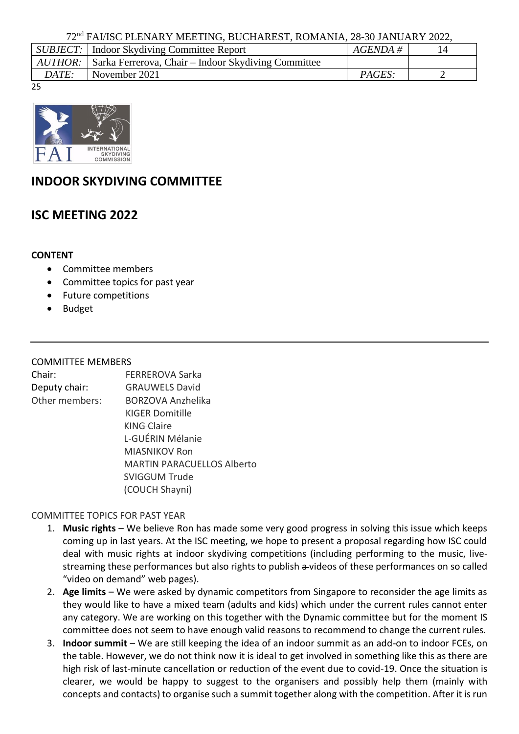72nd FAI/ISC PLENARY MEETING, BUCHAREST, ROMANIA, 28-30 JANUARY 2022,

| *SUBJECT:* | Indoor Skydiving Committee Report | *AGENDA #* | 14 |
|---|---|---|---|
| *AUTHOR:* | Sarka Ferrerova, Chair – Indoor Skydiving Committee | | |
| *DATE:* | November 2021 | *PAGES:* | 2 |

25

# INDOOR SKYDIVING COMMITTEE

# ISC MEETING 2022

**CONTENT**

- Committee members
- Committee topics for past year
- Future competitions
- Budget

---

COMMITTEE MEMBERS

Chair: FERREROVA Sarka
Deputy chair: GRAUWELS David
Other members: BORZOVA Anzhelika
KIGER Domitille
~~KING Claire~~
L-GUÉRIN Mélanie
MIASNIKOV Ron
MARTIN PARACUELLOS Alberto
SVIGGUM Trude
(COUCH Shayni)

COMMITTEE TOPICS FOR PAST YEAR

1. **Music rights** – We believe Ron has made some very good progress in solving this issue which keeps coming up in last years. At the ISC meeting, we hope to present a proposal regarding how ISC could deal with music rights at indoor skydiving competitions (including performing to the music, live-streaming these performances but also rights to publish ~~a~~ videos of these performances on so called “video on demand” web pages).
2. **Age limits** – We were asked by dynamic competitors from Singapore to reconsider the age limits as they would like to have a mixed team (adults and kids) which under the current rules cannot enter any category. We are working on this together with the Dynamic committee but for the moment IS committee does not seem to have enough valid reasons to recommend to change the current rules.
3. **Indoor summit** – We are still keeping the idea of an indoor summit as an add-on to indoor FCEs, on the table. However, we do not think now it is ideal to get involved in something like this as there are high risk of last-minute cancellation or reduction of the event due to covid-19. Once the situation is clearer, we would be happy to suggest to the organisers and possibly help them (mainly with concepts and contacts) to organise such a summit together along with the competition. After it is run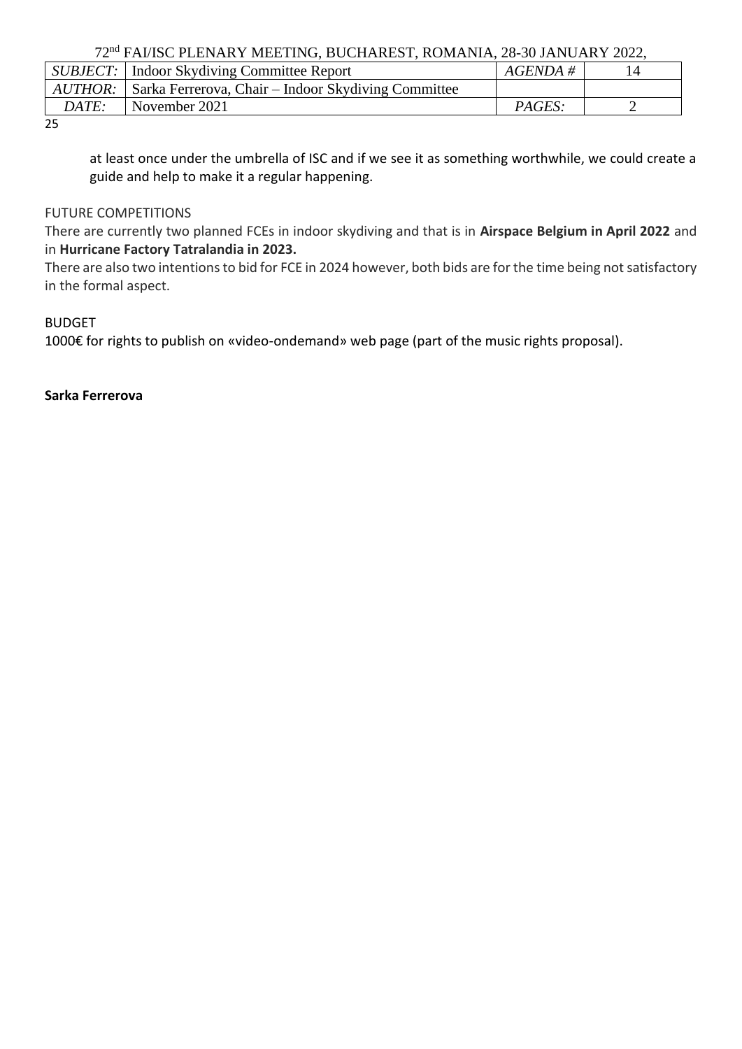at least once under the umbrella of ISC and if we see it as something worthwhile, we could create a guide and help to make it a regular happening.

FUTURE COMPETITIONS

There are currently two planned FCEs in indoor skydiving and that is in **Airspace Belgium in April 2022** and in **Hurricane Factory Tatralandia in 2023.**

There are also two intentions to bid for FCE in 2024 however, both bids are for the time being not satisfactory in the formal aspect.

BUDGET

1000€ for rights to publish on «video-ondemand» web page (part of the music rights proposal).

**Sarka Ferrerova**